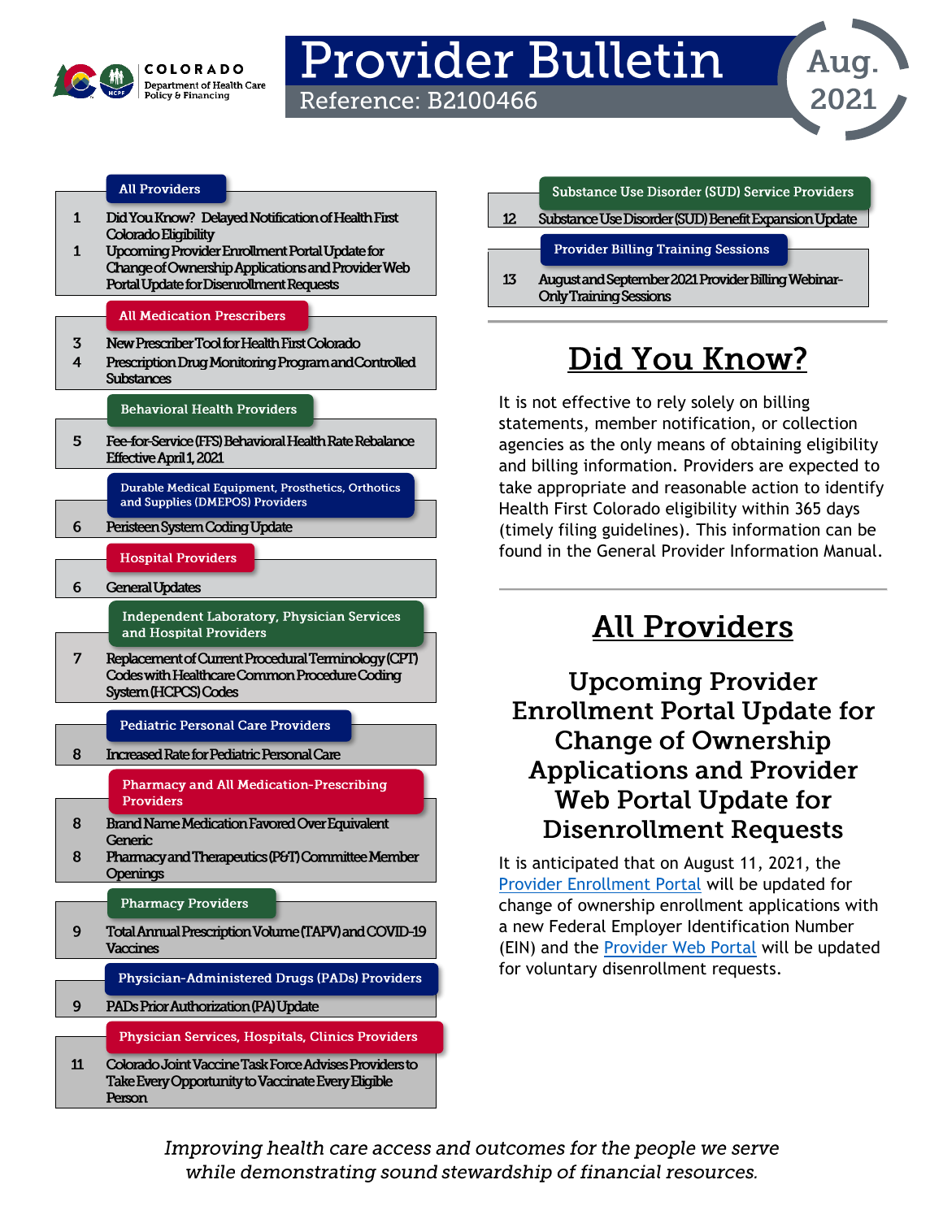COLORADO
Department of Health Care Policy & Financing

# Provider Bulletin

Reference: B2100466

Aug. 2021

**All Providers**

1 Did You Know? Delayed Notification of Health First Colorado Eligibility

1 Upcoming Provider Enrollment Portal Update for Change of Ownership Applications and Provider Web Portal Update for Disenrollment Requests

**All Medication Prescribers**

3 New Prescriber Tool for Health First Colorado

4 Prescription Drug Monitoring Program and Controlled Substances

**Behavioral Health Providers**

5 Fee-for-Service (FFS) Behavioral Health Rate Rebalance Effective April 1, 2021

**Durable Medical Equipment, Prosthetics, Orthotics and Supplies (DMEPOS) Providers**

6 Peristeen System Coding Update

**Hospital Providers**

6 General Updates

**Independent Laboratory, Physician Services and Hospital Providers**

7 Replacement of Current Procedural Terminology (CPT) Codes with Healthcare Common Procedure Coding System (HCPCS) Codes

**Pediatric Personal Care Providers**

8 Increased Rate for Pediatric Personal Care

**Pharmacy and All Medication-Prescribing Providers**

8 Brand Name Medication Favored Over Equivalent Generic

8 Pharmacy and Therapeutics (P&T) Committee Member Openings

**Pharmacy Providers**

9 Total Annual Prescription Volume (TAPV) and COVID-19 Vaccines

**Physician-Administered Drugs (PADs) Providers**

9 PADs Prior Authorization (PA) Update

**Physician Services, Hospitals, Clinics Providers**

11 Colorado Joint Vaccine Task Force Advises Providers to Take Every Opportunity to Vaccinate Every Eligible Person

**Substance Use Disorder (SUD) Service Providers**

12 Substance Use Disorder (SUD) Benefit Expansion Update

**Provider Billing Training Sessions**

13 August and September 2021 Provider Billing Webinar-Only Training Sessions

## Did You Know?

It is not effective to rely solely on billing statements, member notification, or collection agencies as the only means of obtaining eligibility and billing information. Providers are expected to take appropriate and reasonable action to identify Health First Colorado eligibility within 365 days (timely filing guidelines). This information can be found in the General Provider Information Manual.

## All Providers

### Upcoming Provider Enrollment Portal Update for Change of Ownership Applications and Provider Web Portal Update for Disenrollment Requests

It is anticipated that on August 11, 2021, the Provider Enrollment Portal will be updated for change of ownership enrollment applications with a new Federal Employer Identification Number (EIN) and the Provider Web Portal will be updated for voluntary disenrollment requests.

*Improving health care access and outcomes for the people we serve while demonstrating sound stewardship of financial resources.*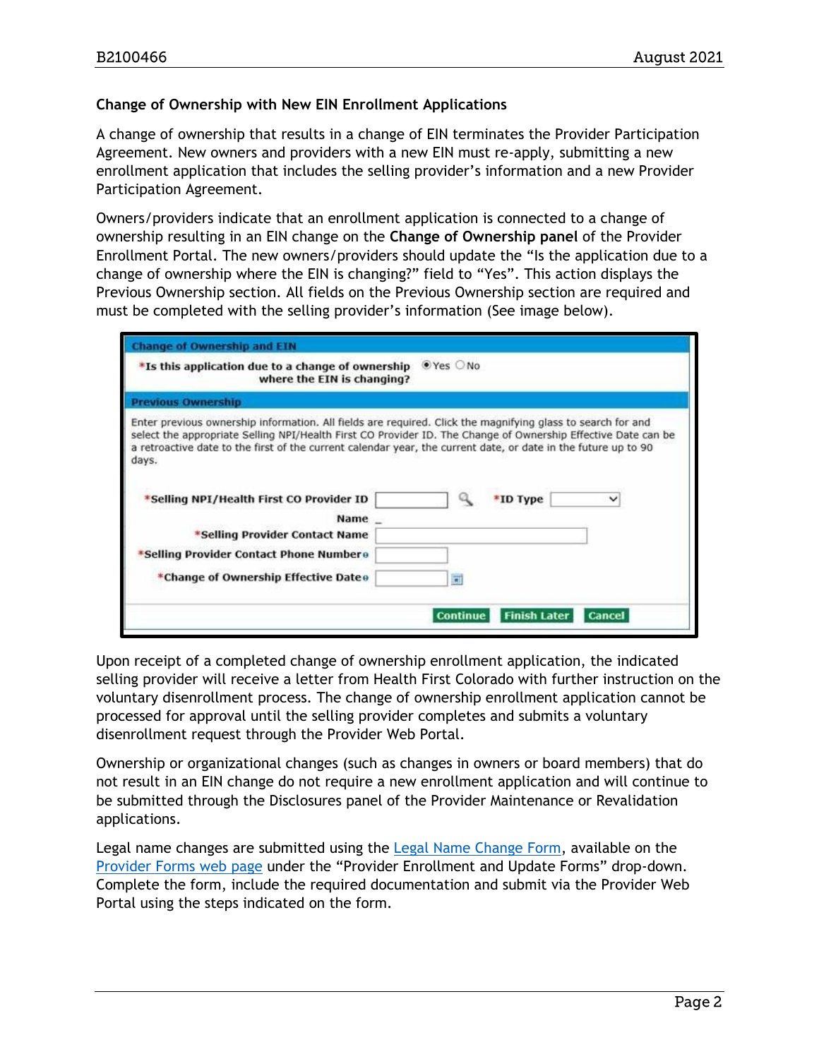### Change of Ownership with New EIN Enrollment Applications

A change of ownership that results in a change of EIN terminates the Provider Participation Agreement. New owners and providers with a new EIN must re-apply, submitting a new enrollment application that includes the selling provider's information and a new Provider Participation Agreement.

Owners/providers indicate that an enrollment application is connected to a change of ownership resulting in an EIN change on the **Change of Ownership panel** of the Provider Enrollment Portal. The new owners/providers should update the "Is the application due to a change of ownership where the EIN is changing?" field to "Yes". This action displays the Previous Ownership section. All fields on the Previous Ownership section are required and must be completed with the selling provider's information (See image below).

**Change of Ownership and EIN**

*Is this application due to a change of ownership where the EIN is changing? ◉ Yes ○ No

**Previous Ownership**

Enter previous ownership information. All fields are required. Click the magnifying glass to search for and select the appropriate Selling NPI/Health First CO Provider ID. The Change of Ownership Effective Date can be a retroactive date to the first of the current calendar year, the current date, or date in the future up to 90 days.

*Selling NPI/Health First CO Provider ID ______ *ID Type ______

Name _

*Selling Provider Contact Name ______

*Selling Provider Contact Phone Number ______

*Change of Ownership Effective Date ______

Continue | Finish Later | Cancel

Upon receipt of a completed change of ownership enrollment application, the indicated selling provider will receive a letter from Health First Colorado with further instruction on the voluntary disenrollment process. The change of ownership enrollment application cannot be processed for approval until the selling provider completes and submits a voluntary disenrollment request through the Provider Web Portal.

Ownership or organizational changes (such as changes in owners or board members) that do not result in an EIN change do not require a new enrollment application and will continue to be submitted through the Disclosures panel of the Provider Maintenance or Revalidation applications.

Legal name changes are submitted using the Legal Name Change Form, available on the Provider Forms web page under the "Provider Enrollment and Update Forms" drop-down. Complete the form, include the required documentation and submit via the Provider Web Portal using the steps indicated on the form.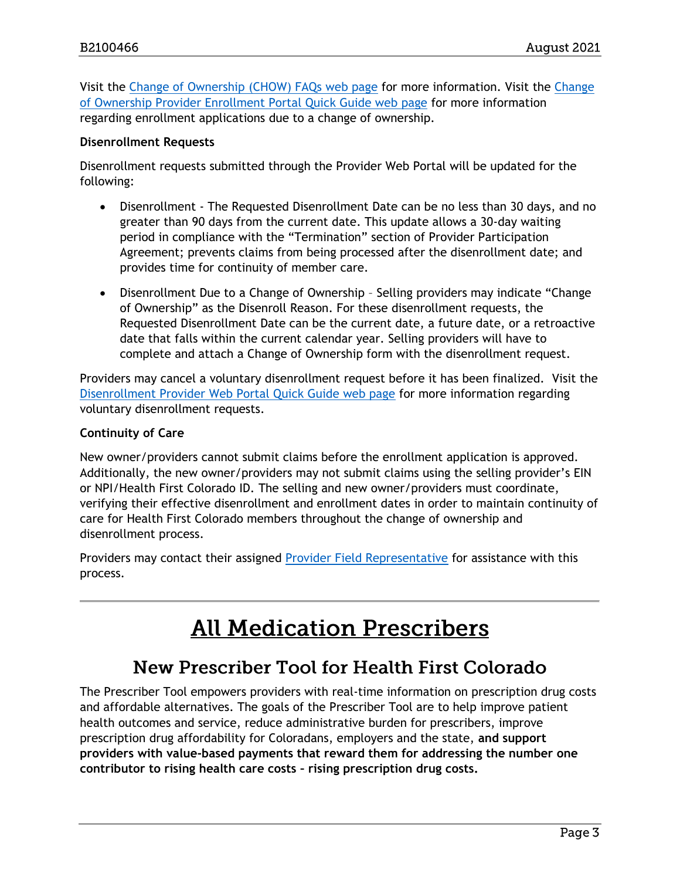Visit the Change of Ownership (CHOW) FAQs web page for more information. Visit the Change of Ownership Provider Enrollment Portal Quick Guide web page for more information regarding enrollment applications due to a change of ownership.

**Disenrollment Requests**

Disenrollment requests submitted through the Provider Web Portal will be updated for the following:

- Disenrollment - The Requested Disenrollment Date can be no less than 30 days, and no greater than 90 days from the current date. This update allows a 30-day waiting period in compliance with the "Termination" section of Provider Participation Agreement; prevents claims from being processed after the disenrollment date; and provides time for continuity of member care.
- Disenrollment Due to a Change of Ownership – Selling providers may indicate "Change of Ownership" as the Disenroll Reason. For these disenrollment requests, the Requested Disenrollment Date can be the current date, a future date, or a retroactive date that falls within the current calendar year. Selling providers will have to complete and attach a Change of Ownership form with the disenrollment request.

Providers may cancel a voluntary disenrollment request before it has been finalized. Visit the Disenrollment Provider Web Portal Quick Guide web page for more information regarding voluntary disenrollment requests.

**Continuity of Care**

New owner/providers cannot submit claims before the enrollment application is approved. Additionally, the new owner/providers may not submit claims using the selling provider's EIN or NPI/Health First Colorado ID. The selling and new owner/providers must coordinate, verifying their effective disenrollment and enrollment dates in order to maintain continuity of care for Health First Colorado members throughout the change of ownership and disenrollment process.

Providers may contact their assigned Provider Field Representative for assistance with this process.

---

# All Medication Prescribers

## New Prescriber Tool for Health First Colorado

The Prescriber Tool empowers providers with real-time information on prescription drug costs and affordable alternatives. The goals of the Prescriber Tool are to help improve patient health outcomes and service, reduce administrative burden for prescribers, improve prescription drug affordability for Coloradans, employers and the state, **and support providers with value-based payments that reward them for addressing the number one contributor to rising health care costs – rising prescription drug costs.**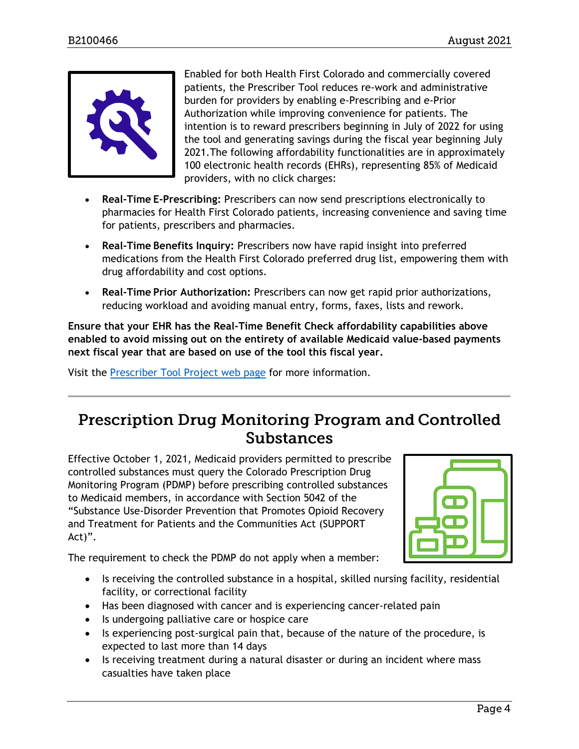Enabled for both Health First Colorado and commercially covered patients, the Prescriber Tool reduces re-work and administrative burden for providers by enabling e-Prescribing and e-Prior Authorization while improving convenience for patients. The intention is to reward prescribers beginning in July of 2022 for using the tool and generating savings during the fiscal year beginning July 2021.The following affordability functionalities are in approximately 100 electronic health records (EHRs), representing 85% of Medicaid providers, with no click charges:

- **Real-Time E-Prescribing:** Prescribers can now send prescriptions electronically to pharmacies for Health First Colorado patients, increasing convenience and saving time for patients, prescribers and pharmacies.
- **Real-Time Benefits Inquiry:** Prescribers now have rapid insight into preferred medications from the Health First Colorado preferred drug list, empowering them with drug affordability and cost options.
- **Real-Time Prior Authorization:** Prescribers can now get rapid prior authorizations, reducing workload and avoiding manual entry, forms, faxes, lists and rework.

**Ensure that your EHR has the Real-Time Benefit Check affordability capabilities above enabled to avoid missing out on the entirety of available Medicaid value-based payments next fiscal year that are based on use of the tool this fiscal year.**

Visit the Prescriber Tool Project web page for more information.

## Prescription Drug Monitoring Program and Controlled Substances

Effective October 1, 2021, Medicaid providers permitted to prescribe controlled substances must query the Colorado Prescription Drug Monitoring Program (PDMP) before prescribing controlled substances to Medicaid members, in accordance with Section 5042 of the "Substance Use-Disorder Prevention that Promotes Opioid Recovery and Treatment for Patients and the Communities Act (SUPPORT Act)".

The requirement to check the PDMP do not apply when a member:

- Is receiving the controlled substance in a hospital, skilled nursing facility, residential facility, or correctional facility
- Has been diagnosed with cancer and is experiencing cancer-related pain
- Is undergoing palliative care or hospice care
- Is experiencing post-surgical pain that, because of the nature of the procedure, is expected to last more than 14 days
- Is receiving treatment during a natural disaster or during an incident where mass casualties have taken place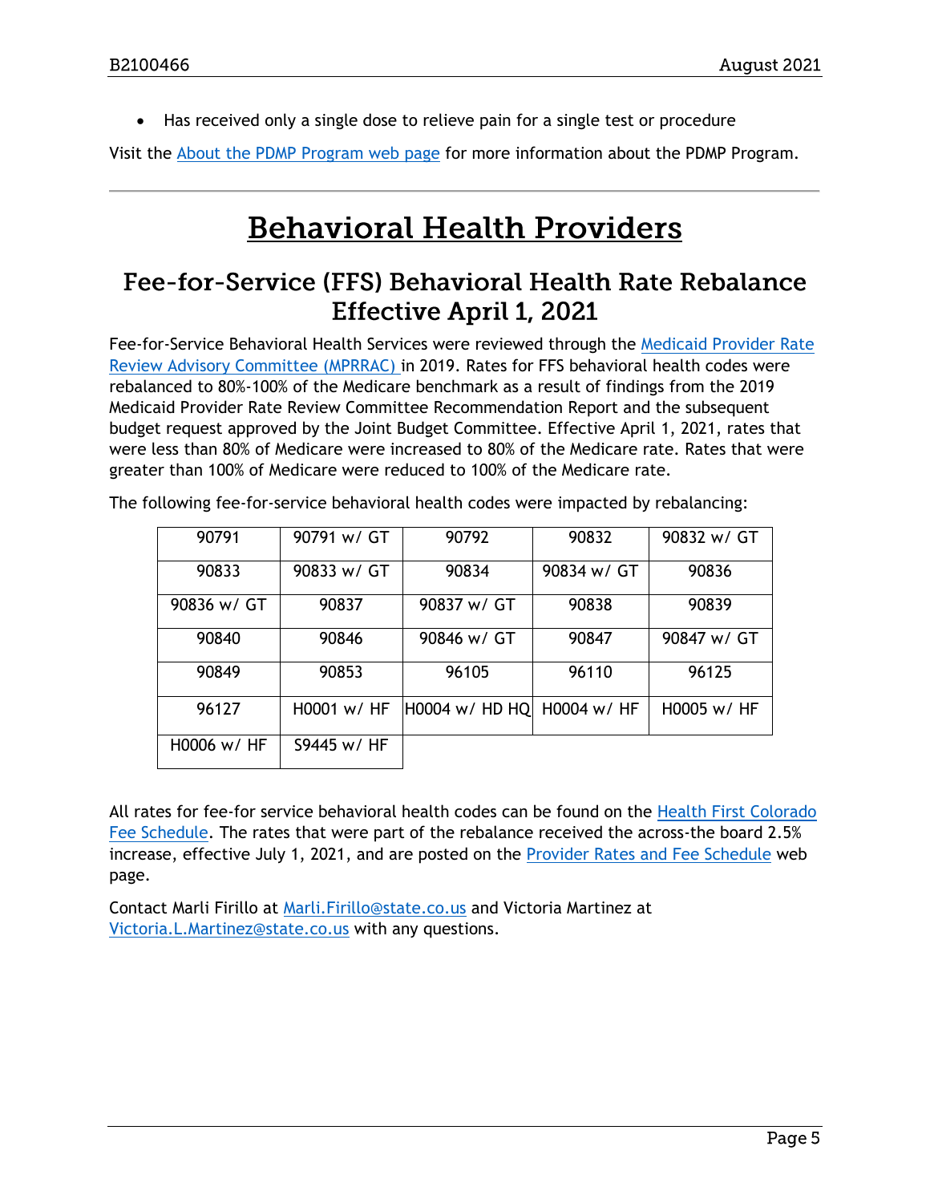- Has received only a single dose to relieve pain for a single test or procedure

Visit the About the PDMP Program web page for more information about the PDMP Program.

# Behavioral Health Providers

## Fee-for-Service (FFS) Behavioral Health Rate Rebalance Effective April 1, 2021

Fee-for-Service Behavioral Health Services were reviewed through the Medicaid Provider Rate Review Advisory Committee (MPRRAC) in 2019. Rates for FFS behavioral health codes were rebalanced to 80%-100% of the Medicare benchmark as a result of findings from the 2019 Medicaid Provider Rate Review Committee Recommendation Report and the subsequent budget request approved by the Joint Budget Committee. Effective April 1, 2021, rates that were less than 80% of Medicare were increased to 80% of the Medicare rate. Rates that were greater than 100% of Medicare were reduced to 100% of the Medicare rate.

The following fee-for-service behavioral health codes were impacted by rebalancing:

| | | | | |
|---|---|---|---|---|
| 90791 | 90791 w/ GT | 90792 | 90832 | 90832 w/ GT |
| 90833 | 90833 w/ GT | 90834 | 90834 w/ GT | 90836 |
| 90836 w/ GT | 90837 | 90837 w/ GT | 90838 | 90839 |
| 90840 | 90846 | 90846 w/ GT | 90847 | 90847 w/ GT |
| 90849 | 90853 | 96105 | 96110 | 96125 |
| 96127 | H0001 w/ HF | H0004 w/ HD HQ | H0004 w/ HF | H0005 w/ HF |
| H0006 w/ HF | S9445 w/ HF | | | |

All rates for fee-for service behavioral health codes can be found on the Health First Colorado Fee Schedule. The rates that were part of the rebalance received the across-the board 2.5% increase, effective July 1, 2021, and are posted on the Provider Rates and Fee Schedule web page.

Contact Marli Firillo at Marli.Firillo@state.co.us and Victoria Martinez at Victoria.L.Martinez@state.co.us with any questions.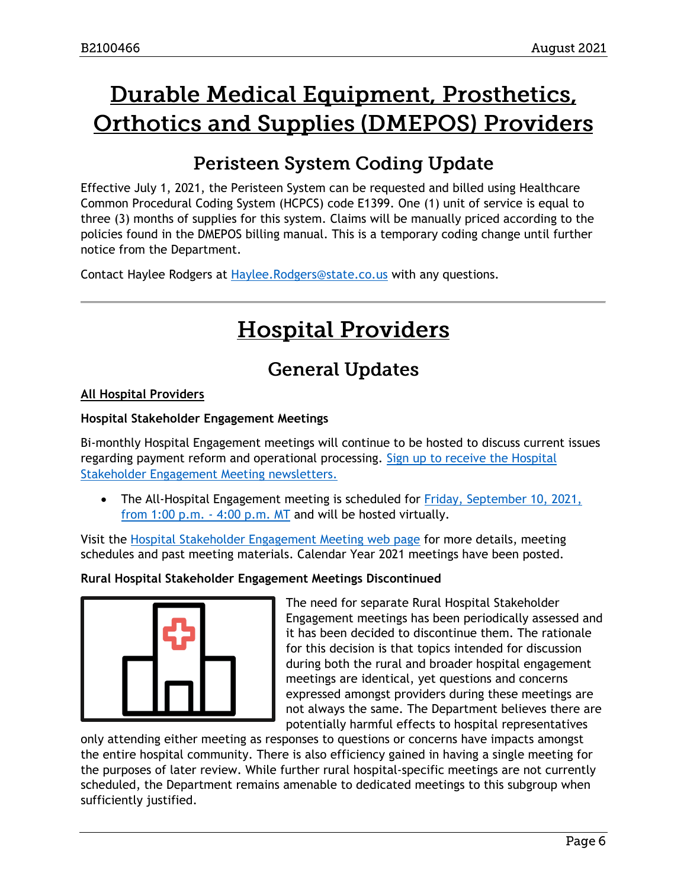# Durable Medical Equipment, Prosthetics, Orthotics and Supplies (DMEPOS) Providers

## Peristeen System Coding Update

Effective July 1, 2021, the Peristeen System can be requested and billed using Healthcare Common Procedural Coding System (HCPCS) code E1399. One (1) unit of service is equal to three (3) months of supplies for this system. Claims will be manually priced according to the policies found in the DMEPOS billing manual. This is a temporary coding change until further notice from the Department.

Contact Haylee Rodgers at Haylee.Rodgers@state.co.us with any questions.

---

# Hospital Providers

## General Updates

**All Hospital Providers**

**Hospital Stakeholder Engagement Meetings**

Bi-monthly Hospital Engagement meetings will continue to be hosted to discuss current issues regarding payment reform and operational processing. Sign up to receive the Hospital Stakeholder Engagement Meeting newsletters.

- The All-Hospital Engagement meeting is scheduled for Friday, September 10, 2021, from 1:00 p.m. - 4:00 p.m. MT and will be hosted virtually.

Visit the Hospital Stakeholder Engagement Meeting web page for more details, meeting schedules and past meeting materials. Calendar Year 2021 meetings have been posted.

**Rural Hospital Stakeholder Engagement Meetings Discontinued**

The need for separate Rural Hospital Stakeholder Engagement meetings has been periodically assessed and it has been decided to discontinue them. The rationale for this decision is that topics intended for discussion during both the rural and broader hospital engagement meetings are identical, yet questions and concerns expressed amongst providers during these meetings are not always the same. The Department believes there are potentially harmful effects to hospital representatives only attending either meeting as responses to questions or concerns have impacts amongst the entire hospital community. There is also efficiency gained in having a single meeting for the purposes of later review. While further rural hospital-specific meetings are not currently scheduled, the Department remains amenable to dedicated meetings to this subgroup when sufficiently justified.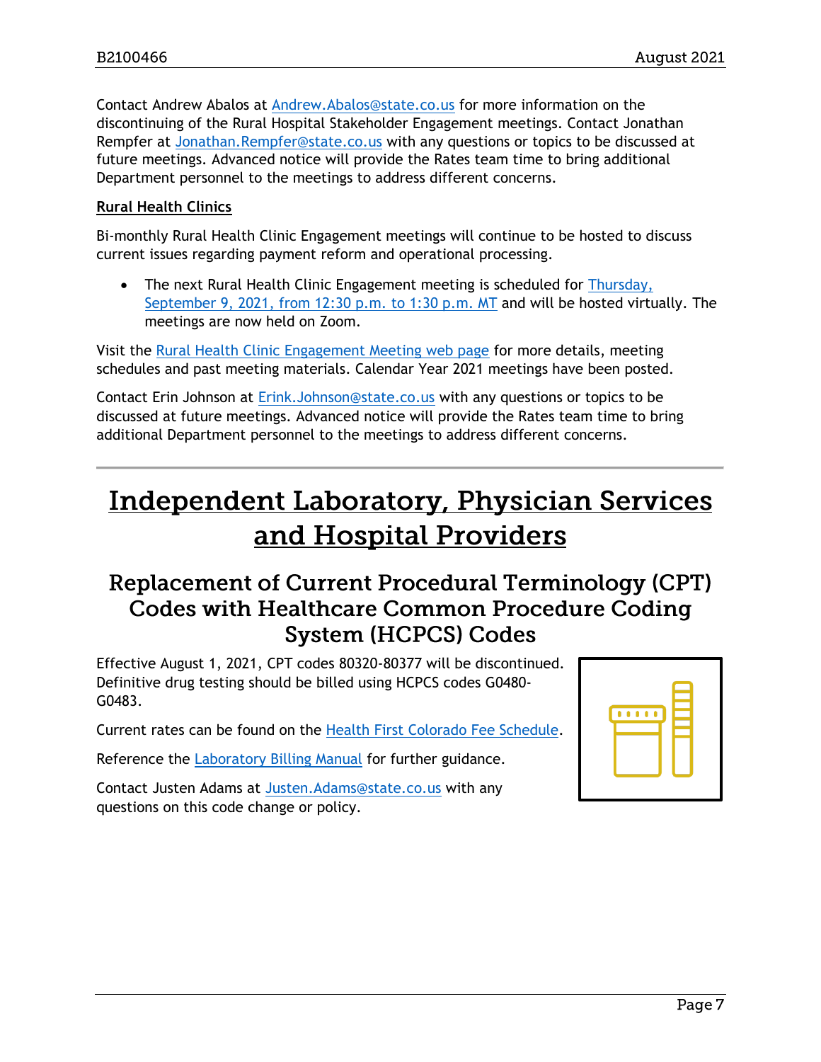Contact Andrew Abalos at Andrew.Abalos@state.co.us for more information on the discontinuing of the Rural Hospital Stakeholder Engagement meetings. Contact Jonathan Rempfer at Jonathan.Rempfer@state.co.us with any questions or topics to be discussed at future meetings. Advanced notice will provide the Rates team time to bring additional Department personnel to the meetings to address different concerns.

**Rural Health Clinics**

Bi-monthly Rural Health Clinic Engagement meetings will continue to be hosted to discuss current issues regarding payment reform and operational processing.

- The next Rural Health Clinic Engagement meeting is scheduled for Thursday, September 9, 2021, from 12:30 p.m. to 1:30 p.m. MT and will be hosted virtually. The meetings are now held on Zoom.

Visit the Rural Health Clinic Engagement Meeting web page for more details, meeting schedules and past meeting materials. Calendar Year 2021 meetings have been posted.

Contact Erin Johnson at Erink.Johnson@state.co.us with any questions or topics to be discussed at future meetings. Advanced notice will provide the Rates team time to bring additional Department personnel to the meetings to address different concerns.

# Independent Laboratory, Physician Services and Hospital Providers

## Replacement of Current Procedural Terminology (CPT) Codes with Healthcare Common Procedure Coding System (HCPCS) Codes

Effective August 1, 2021, CPT codes 80320-80377 will be discontinued. Definitive drug testing should be billed using HCPCS codes G0480-G0483.

Current rates can be found on the Health First Colorado Fee Schedule.

Reference the Laboratory Billing Manual for further guidance.

Contact Justen Adams at Justen.Adams@state.co.us with any questions on this code change or policy.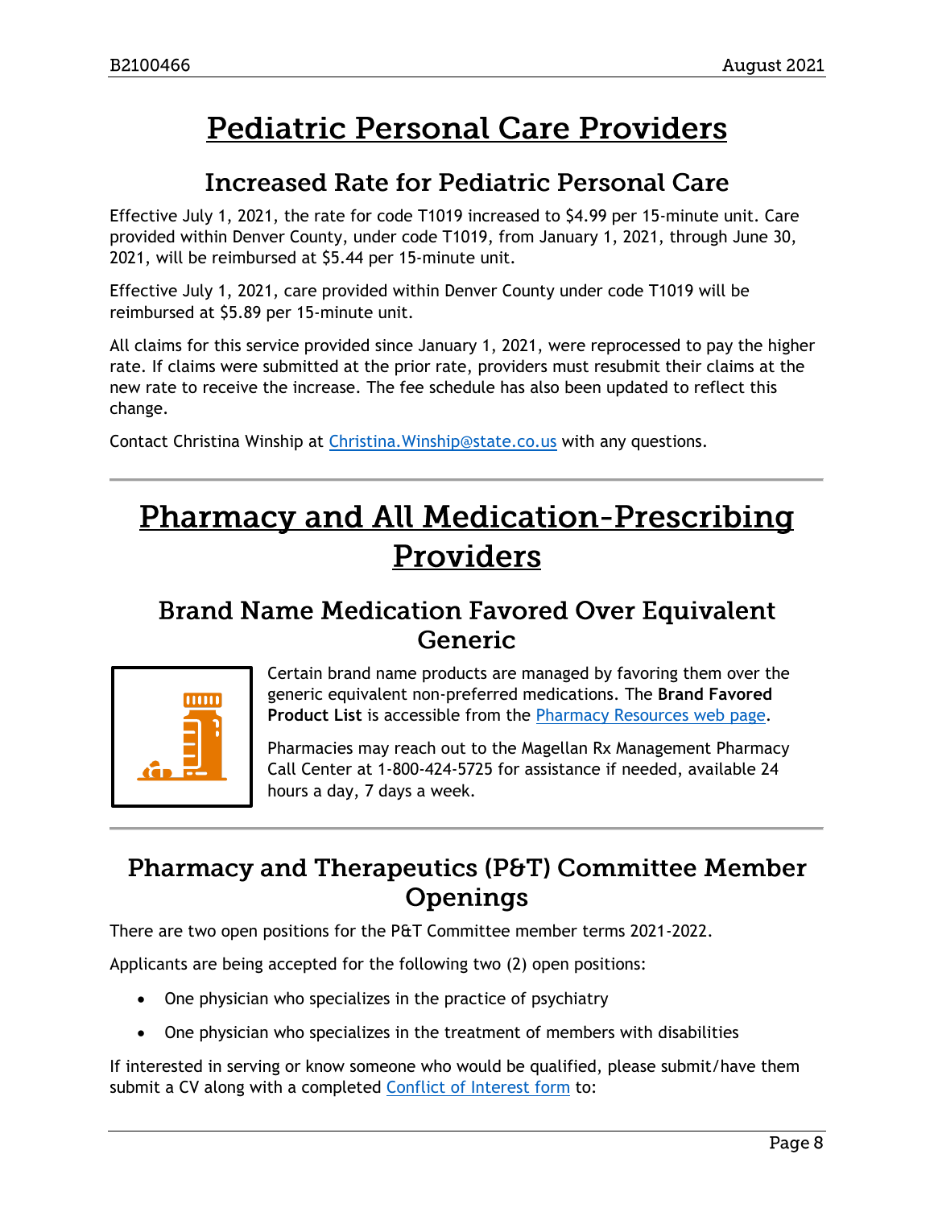# Pediatric Personal Care Providers

## Increased Rate for Pediatric Personal Care

Effective July 1, 2021, the rate for code T1019 increased to $4.99 per 15-minute unit. Care provided within Denver County, under code T1019, from January 1, 2021, through June 30, 2021, will be reimbursed at $5.44 per 15-minute unit.

Effective July 1, 2021, care provided within Denver County under code T1019 will be reimbursed at $5.89 per 15-minute unit.

All claims for this service provided since January 1, 2021, were reprocessed to pay the higher rate. If claims were submitted at the prior rate, providers must resubmit their claims at the new rate to receive the increase. The fee schedule has also been updated to reflect this change.

Contact Christina Winship at [Christina.Winship@state.co.us](mailto:Christina.Winship@state.co.us) with any questions.

---

# Pharmacy and All Medication-Prescribing Providers

## Brand Name Medication Favored Over Equivalent Generic

Certain brand name products are managed by favoring them over the generic equivalent non-preferred medications. The **Brand Favored Product List** is accessible from the [Pharmacy Resources web page](#).

Pharmacies may reach out to the Magellan Rx Management Pharmacy Call Center at 1-800-424-5725 for assistance if needed, available 24 hours a day, 7 days a week.

---

## Pharmacy and Therapeutics (P&T) Committee Member Openings

There are two open positions for the P&T Committee member terms 2021-2022.

Applicants are being accepted for the following two (2) open positions:

- One physician who specializes in the practice of psychiatry
- One physician who specializes in the treatment of members with disabilities

If interested in serving or know someone who would be qualified, please submit/have them submit a CV along with a completed [Conflict of Interest form](#) to: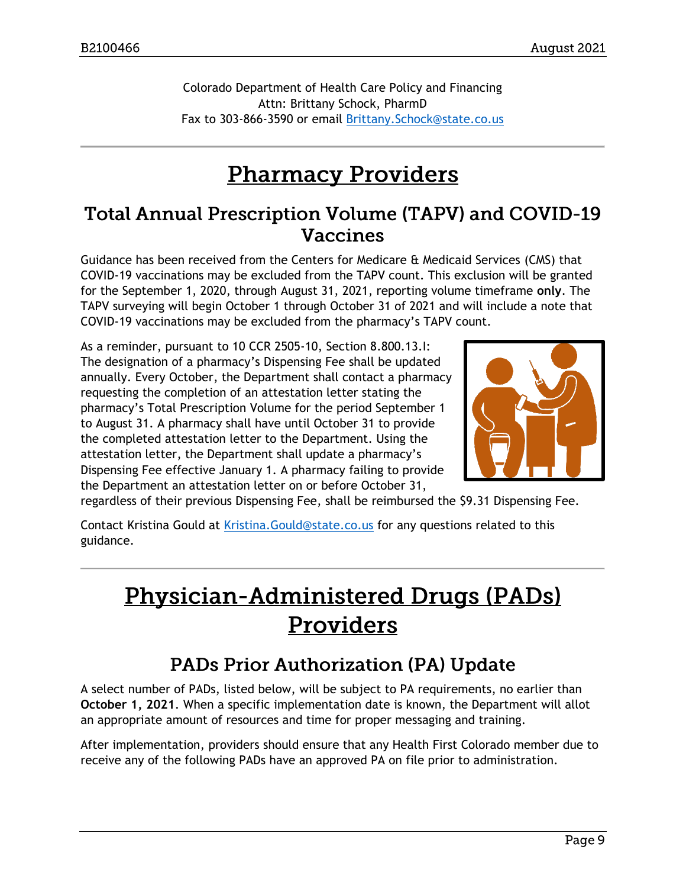Colorado Department of Health Care Policy and Financing
Attn: Brittany Schock, PharmD
Fax to 303-866-3590 or email [Brittany.Schock@state.co.us](mailto:Brittany.Schock@state.co.us)

---

# Pharmacy Providers

## Total Annual Prescription Volume (TAPV) and COVID-19 Vaccines

Guidance has been received from the Centers for Medicare & Medicaid Services (CMS) that COVID-19 vaccinations may be excluded from the TAPV count. This exclusion will be granted for the September 1, 2020, through August 31, 2021, reporting volume timeframe **only**. The TAPV surveying will begin October 1 through October 31 of 2021 and will include a note that COVID-19 vaccinations may be excluded from the pharmacy's TAPV count.

As a reminder, pursuant to 10 CCR 2505-10, Section 8.800.13.I: The designation of a pharmacy's Dispensing Fee shall be updated annually. Every October, the Department shall contact a pharmacy requesting the completion of an attestation letter stating the pharmacy's Total Prescription Volume for the period September 1 to August 31. A pharmacy shall have until October 31 to provide the completed attestation letter to the Department. Using the attestation letter, the Department shall update a pharmacy's Dispensing Fee effective January 1. A pharmacy failing to provide the Department an attestation letter on or before October 31, regardless of their previous Dispensing Fee, shall be reimbursed the $9.31 Dispensing Fee.

Contact Kristina Gould at [Kristina.Gould@state.co.us](mailto:Kristina.Gould@state.co.us) for any questions related to this guidance.

---

# Physician-Administered Drugs (PADs) Providers

## PADs Prior Authorization (PA) Update

A select number of PADs, listed below, will be subject to PA requirements, no earlier than **October 1, 2021**. When a specific implementation date is known, the Department will allot an appropriate amount of resources and time for proper messaging and training.

After implementation, providers should ensure that any Health First Colorado member due to receive any of the following PADs have an approved PA on file prior to administration.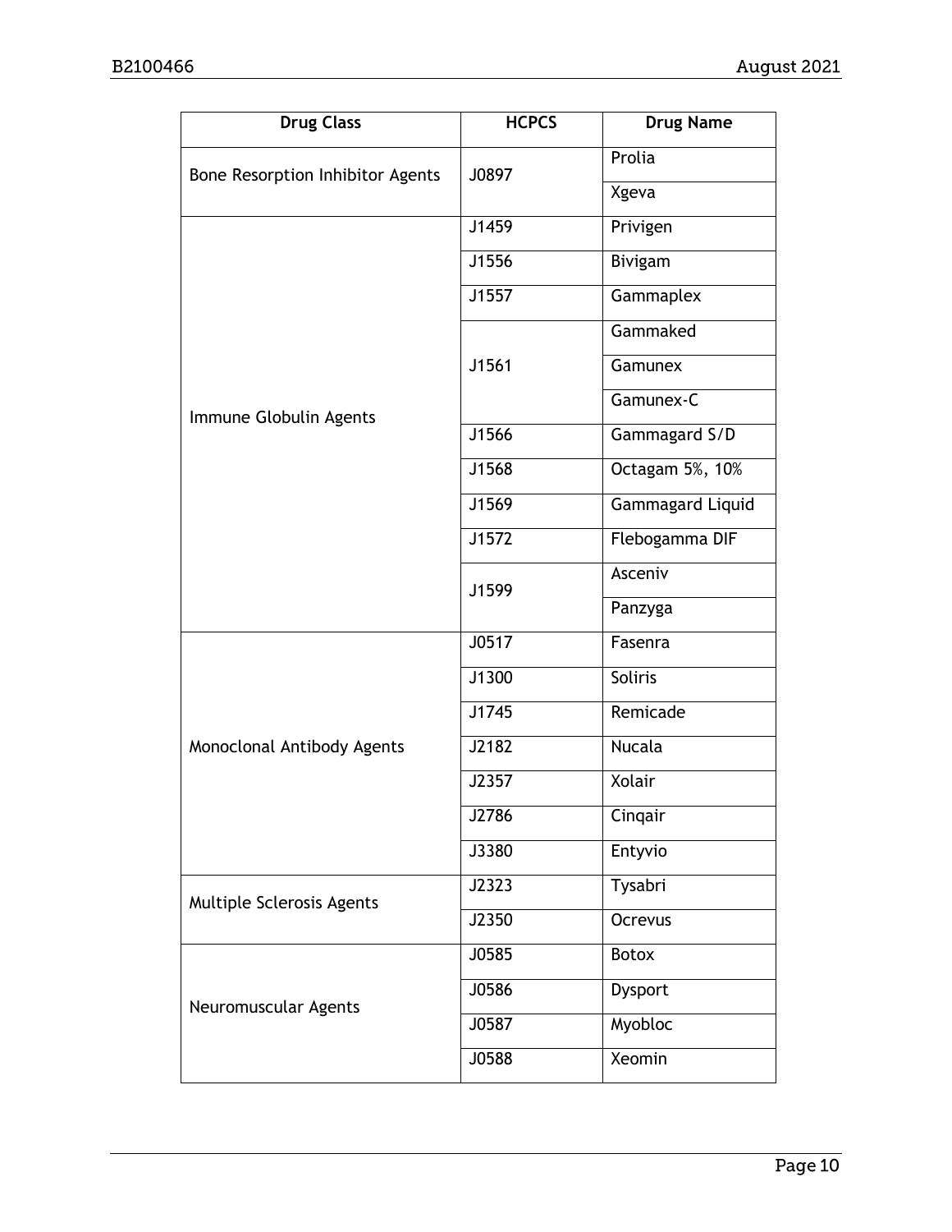| Drug Class | HCPCS | Drug Name |
| --- | --- | --- |
| Bone Resorption Inhibitor Agents | J0897 | Prolia |
| | | Xgeva |
| Immune Globulin Agents | J1459 | Privigen |
| | J1556 | Bivigam |
| | J1557 | Gammaplex |
| | J1561 | Gammaked |
| | | Gamunex |
| | | Gamunex-C |
| | J1566 | Gammagard S/D |
| | J1568 | Octagam 5%, 10% |
| | J1569 | Gammagard Liquid |
| | J1572 | Flebogamma DIF |
| | J1599 | Asceniv |
| | | Panzyga |
| Monoclonal Antibody Agents | J0517 | Fasenra |
| | J1300 | Soliris |
| | J1745 | Remicade |
| | J2182 | Nucala |
| | J2357 | Xolair |
| | J2786 | Cinqair |
| | J3380 | Entyvio |
| Multiple Sclerosis Agents | J2323 | Tysabri |
| | J2350 | Ocrevus |
| Neuromuscular Agents | J0585 | Botox |
| | J0586 | Dysport |
| | J0587 | Myobloc |
| | J0588 | Xeomin |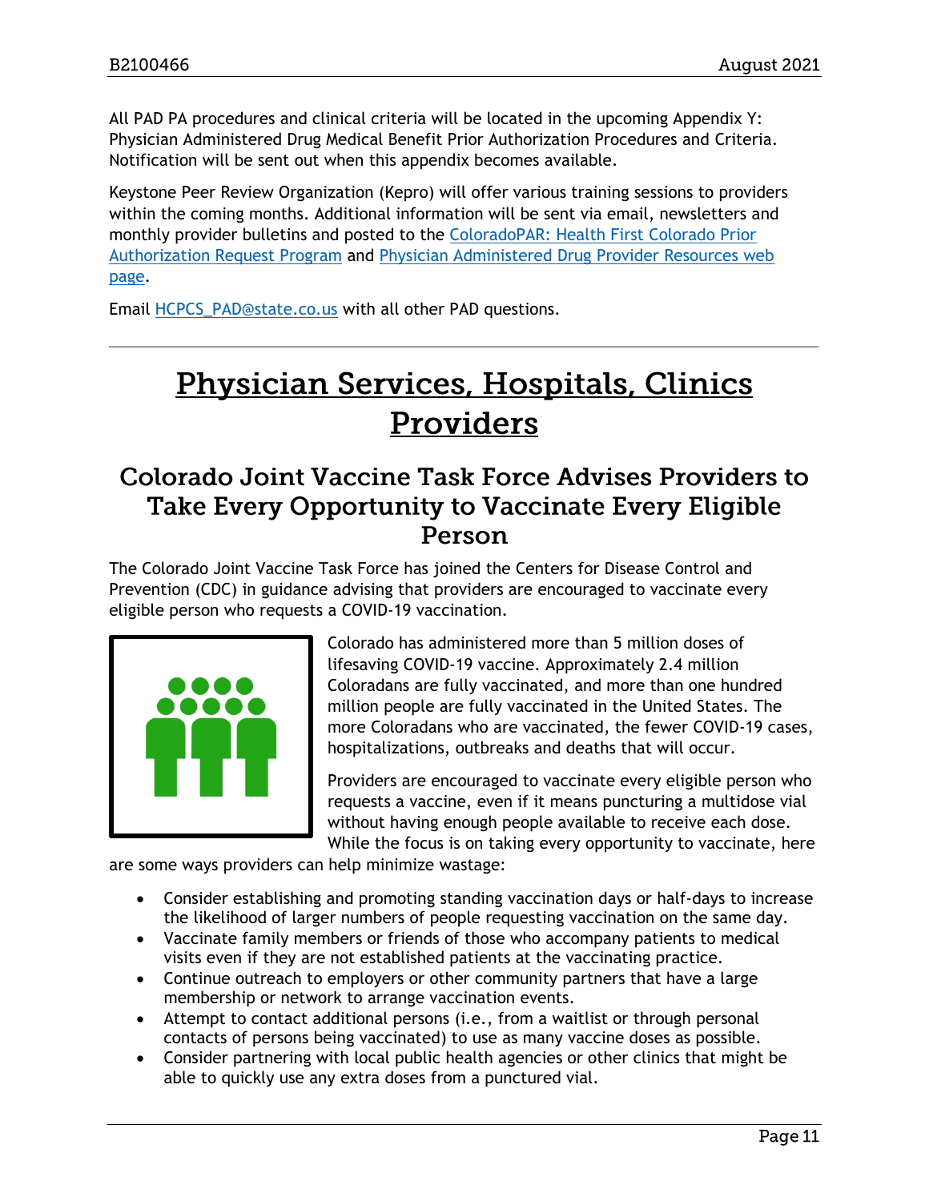All PAD PA procedures and clinical criteria will be located in the upcoming Appendix Y: Physician Administered Drug Medical Benefit Prior Authorization Procedures and Criteria. Notification will be sent out when this appendix becomes available.

Keystone Peer Review Organization (Kepro) will offer various training sessions to providers within the coming months. Additional information will be sent via email, newsletters and monthly provider bulletins and posted to the [ColoradoPAR: Health First Colorado Prior Authorization Request Program]() and [Physician Administered Drug Provider Resources web page]().

Email [HCPCS_PAD@state.co.us]() with all other PAD questions.

---

# Physician Services, Hospitals, Clinics Providers

## Colorado Joint Vaccine Task Force Advises Providers to Take Every Opportunity to Vaccinate Every Eligible Person

The Colorado Joint Vaccine Task Force has joined the Centers for Disease Control and Prevention (CDC) in guidance advising that providers are encouraged to vaccinate every eligible person who requests a COVID-19 vaccination.

Colorado has administered more than 5 million doses of lifesaving COVID-19 vaccine. Approximately 2.4 million Coloradans are fully vaccinated, and more than one hundred million people are fully vaccinated in the United States. The more Coloradans who are vaccinated, the fewer COVID-19 cases, hospitalizations, outbreaks and deaths that will occur.

Providers are encouraged to vaccinate every eligible person who requests a vaccine, even if it means puncturing a multidose vial without having enough people available to receive each dose. While the focus is on taking every opportunity to vaccinate, here are some ways providers can help minimize wastage:

- Consider establishing and promoting standing vaccination days or half-days to increase the likelihood of larger numbers of people requesting vaccination on the same day.
- Vaccinate family members or friends of those who accompany patients to medical visits even if they are not established patients at the vaccinating practice.
- Continue outreach to employers or other community partners that have a large membership or network to arrange vaccination events.
- Attempt to contact additional persons (i.e., from a waitlist or through personal contacts of persons being vaccinated) to use as many vaccine doses as possible.
- Consider partnering with local public health agencies or other clinics that might be able to quickly use any extra doses from a punctured vial.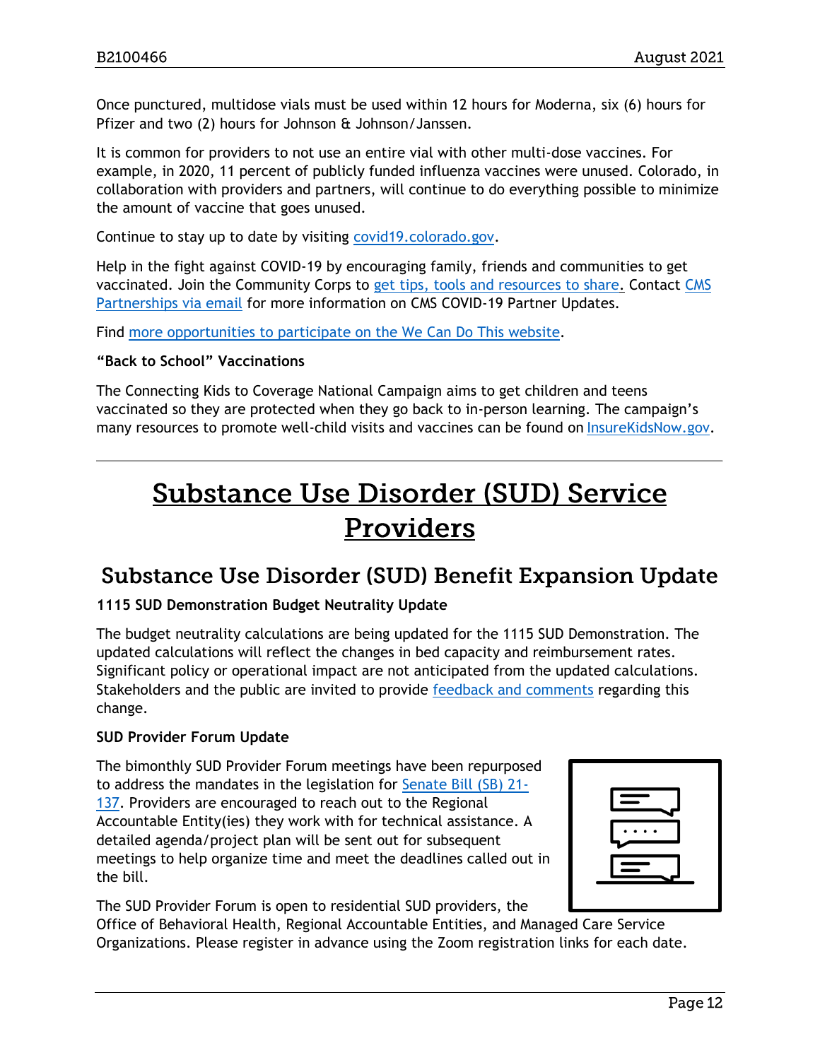Once punctured, multidose vials must be used within 12 hours for Moderna, six (6) hours for Pfizer and two (2) hours for Johnson & Johnson/Janssen.

It is common for providers to not use an entire vial with other multi-dose vaccines. For example, in 2020, 11 percent of publicly funded influenza vaccines were unused. Colorado, in collaboration with providers and partners, will continue to do everything possible to minimize the amount of vaccine that goes unused.

Continue to stay up to date by visiting covid19.colorado.gov.

Help in the fight against COVID-19 by encouraging family, friends and communities to get vaccinated. Join the Community Corps to get tips, tools and resources to share. Contact CMS Partnerships via email for more information on CMS COVID-19 Partner Updates.

Find more opportunities to participate on the We Can Do This website.

**"Back to School" Vaccinations**

The Connecting Kids to Coverage National Campaign aims to get children and teens vaccinated so they are protected when they go back to in-person learning. The campaign's many resources to promote well-child visits and vaccines can be found on InsureKidsNow.gov.

---

# Substance Use Disorder (SUD) Service Providers

## Substance Use Disorder (SUD) Benefit Expansion Update

**1115 SUD Demonstration Budget Neutrality Update**

The budget neutrality calculations are being updated for the 1115 SUD Demonstration. The updated calculations will reflect the changes in bed capacity and reimbursement rates. Significant policy or operational impact are not anticipated from the updated calculations. Stakeholders and the public are invited to provide feedback and comments regarding this change.

**SUD Provider Forum Update**

The bimonthly SUD Provider Forum meetings have been repurposed to address the mandates in the legislation for Senate Bill (SB) 21-137. Providers are encouraged to reach out to the Regional Accountable Entity(ies) they work with for technical assistance. A detailed agenda/project plan will be sent out for subsequent meetings to help organize time and meet the deadlines called out in the bill.

The SUD Provider Forum is open to residential SUD providers, the Office of Behavioral Health, Regional Accountable Entities, and Managed Care Service Organizations. Please register in advance using the Zoom registration links for each date.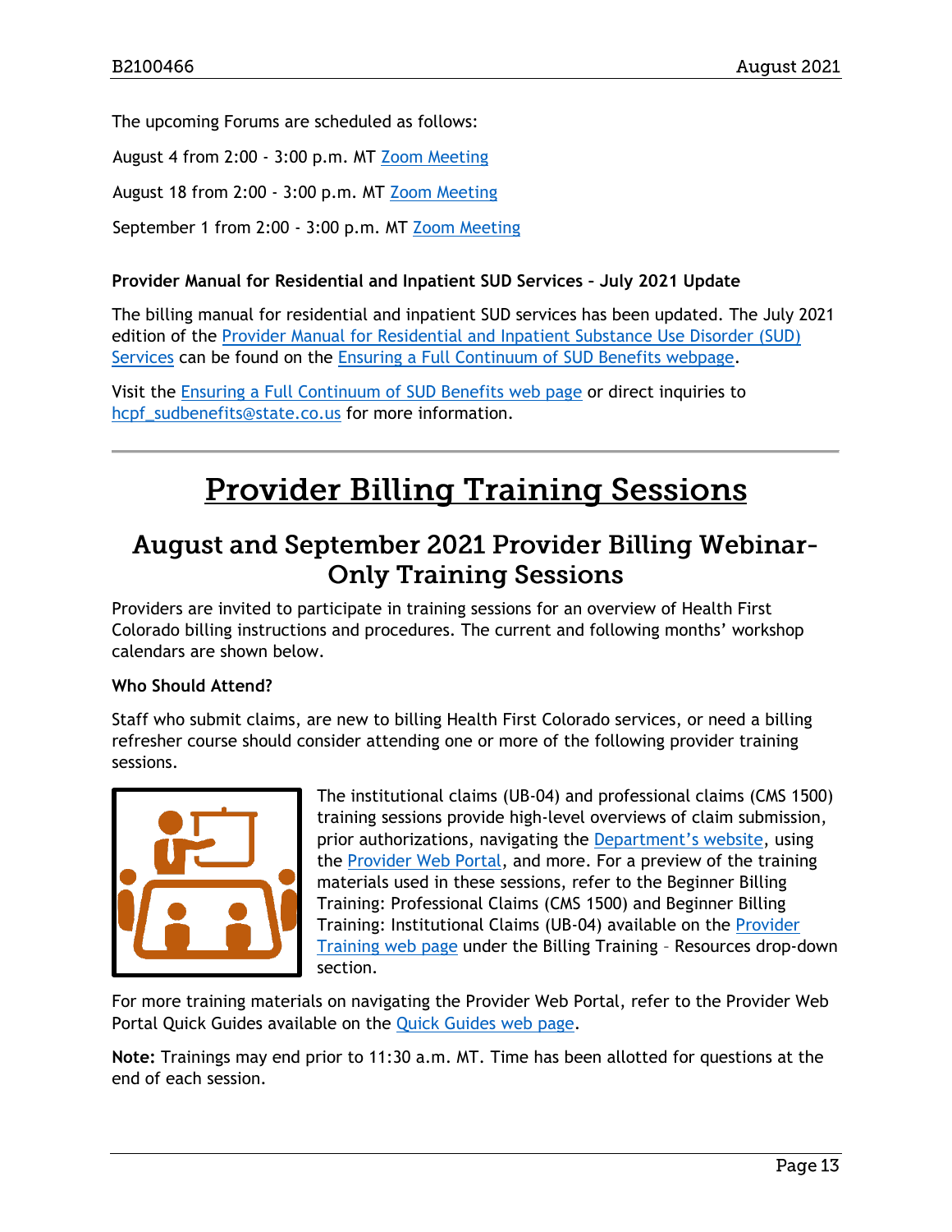The upcoming Forums are scheduled as follows:

August 4 from 2:00 - 3:00 p.m. MT Zoom Meeting

August 18 from 2:00 - 3:00 p.m. MT Zoom Meeting

September 1 from 2:00 - 3:00 p.m. MT Zoom Meeting

**Provider Manual for Residential and Inpatient SUD Services – July 2021 Update**

The billing manual for residential and inpatient SUD services has been updated. The July 2021 edition of the Provider Manual for Residential and Inpatient Substance Use Disorder (SUD) Services can be found on the Ensuring a Full Continuum of SUD Benefits webpage.

Visit the Ensuring a Full Continuum of SUD Benefits web page or direct inquiries to hcpf_sudbenefits@state.co.us for more information.

# Provider Billing Training Sessions

## August and September 2021 Provider Billing Webinar-Only Training Sessions

Providers are invited to participate in training sessions for an overview of Health First Colorado billing instructions and procedures. The current and following months' workshop calendars are shown below.

**Who Should Attend?**

Staff who submit claims, are new to billing Health First Colorado services, or need a billing refresher course should consider attending one or more of the following provider training sessions.

The institutional claims (UB-04) and professional claims (CMS 1500) training sessions provide high-level overviews of claim submission, prior authorizations, navigating the Department's website, using the Provider Web Portal, and more. For a preview of the training materials used in these sessions, refer to the Beginner Billing Training: Professional Claims (CMS 1500) and Beginner Billing Training: Institutional Claims (UB-04) available on the Provider Training web page under the Billing Training – Resources drop-down section.

For more training materials on navigating the Provider Web Portal, refer to the Provider Web Portal Quick Guides available on the Quick Guides web page.

**Note:** Trainings may end prior to 11:30 a.m. MT. Time has been allotted for questions at the end of each session.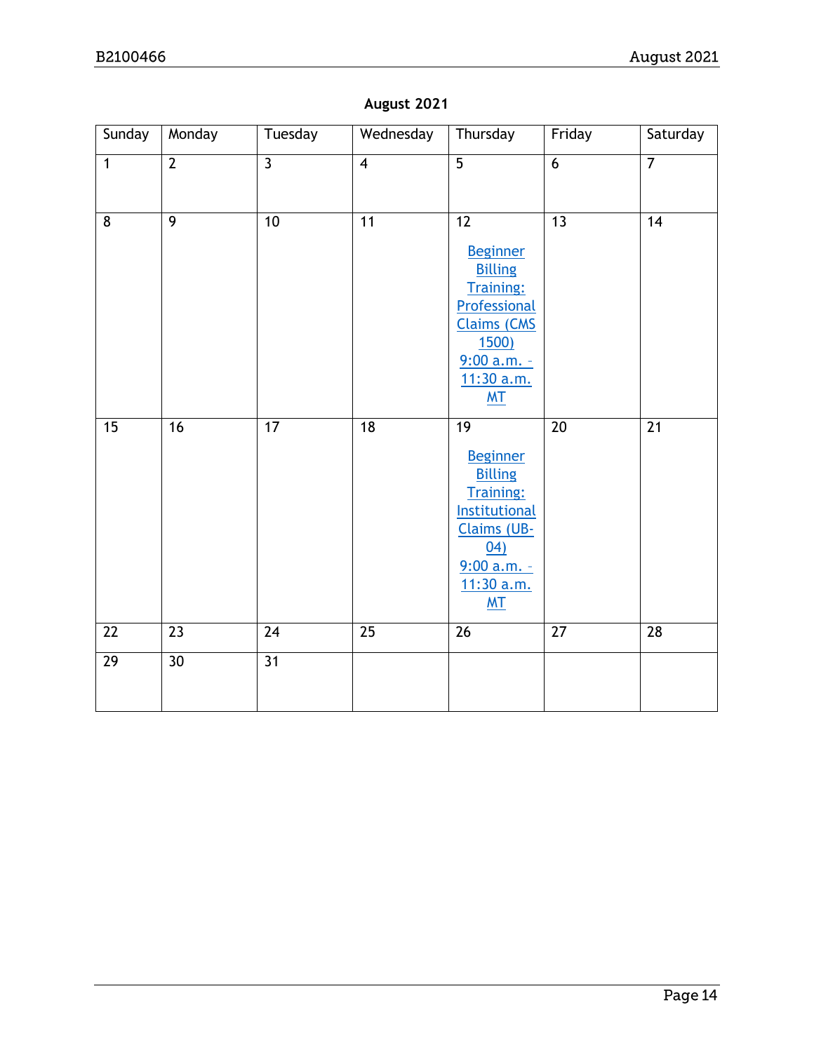**August 2021**

| Sunday | Monday | Tuesday | Wednesday | Thursday | Friday | Saturday |
|---|---|---|---|---|---|---|
| 1 | 2 | 3 | 4 | 5 | 6 | 7 |
| 8 | 9 | 10 | 11 | 12 Beginner Billing Training: Professional Claims (CMS 1500) 9:00 a.m. – 11:30 a.m. MT | 13 | 14 |
| 15 | 16 | 17 | 18 | 19 Beginner Billing Training: Institutional Claims (UB-04) 9:00 a.m. – 11:30 a.m. MT | 20 | 21 |
| 22 | 23 | 24 | 25 | 26 | 27 | 28 |
| 29 | 30 | 31 | | | | |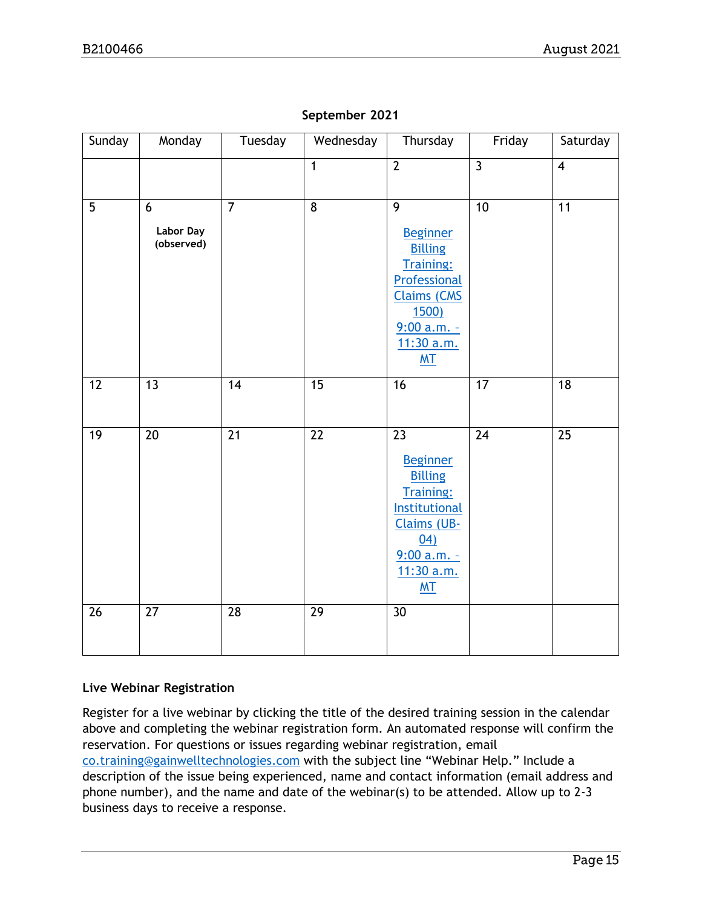**September 2021**

| Sunday | Monday | Tuesday | Wednesday | Thursday | Friday | Saturday |
|---|---|---|---|---|---|---|
| | | | 1 | 2 | 3 | 4 |
| 5 | 6 **Labor Day (observed)** | 7 | 8 | 9 Beginner Billing Training: Professional Claims (CMS 1500) 9:00 a.m. – 11:30 a.m. MT | 10 | 11 |
| 12 | 13 | 14 | 15 | 16 | 17 | 18 |
| 19 | 20 | 21 | 22 | 23 Beginner Billing Training: Institutional Claims (UB-04) 9:00 a.m. – 11:30 a.m. MT | 24 | 25 |
| 26 | 27 | 28 | 29 | 30 | | |

### Live Webinar Registration

Register for a live webinar by clicking the title of the desired training session in the calendar above and completing the webinar registration form. An automated response will confirm the reservation. For questions or issues regarding webinar registration, email co.training@gainwelltechnologies.com with the subject line "Webinar Help." Include a description of the issue being experienced, name and contact information (email address and phone number), and the name and date of the webinar(s) to be attended. Allow up to 2-3 business days to receive a response.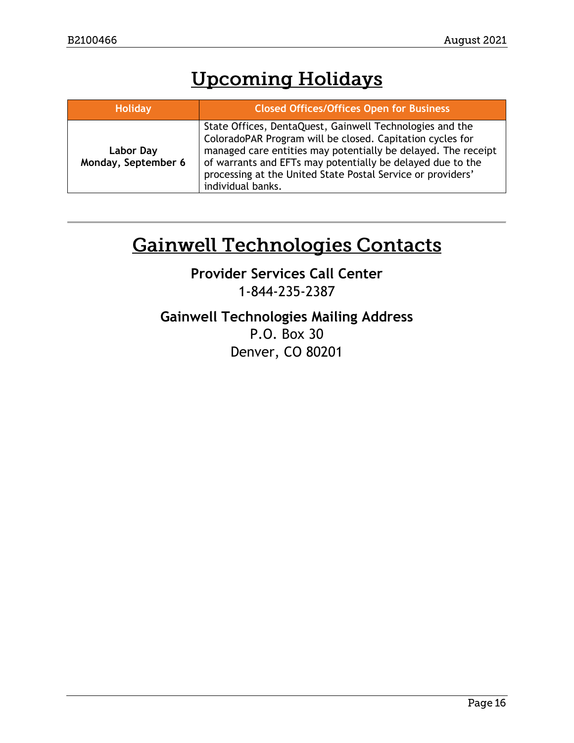# Upcoming Holidays

| Holiday | Closed Offices/Offices Open for Business |
| --- | --- |
| **Labor Day** **Monday, September 6** | State Offices, DentaQuest, Gainwell Technologies and the ColoradoPAR Program will be closed. Capitation cycles for managed care entities may potentially be delayed. The receipt of warrants and EFTs may potentially be delayed due to the processing at the United State Postal Service or providers' individual banks. |

# Gainwell Technologies Contacts

**Provider Services Call Center**

1-844-235-2387

**Gainwell Technologies Mailing Address**

P.O. Box 30

Denver, CO 80201